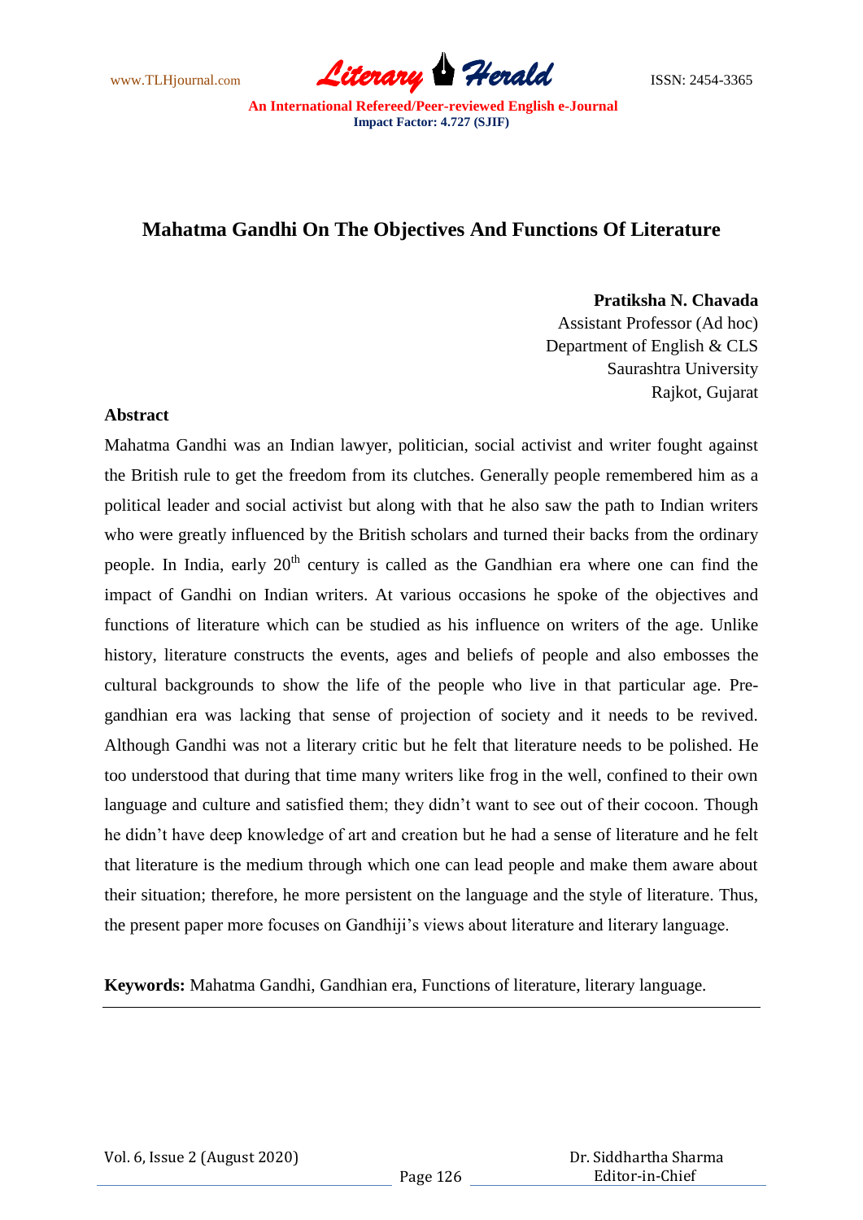# Mahatma Gandhi On The Objectives And Functions Of Literature

**Pratiksha N. Chavada**
Assistant Professor (Ad hoc)
Department of English & CLS
Saurashtra University
Rajkot, Gujarat

## Abstract

Mahatma Gandhi was an Indian lawyer, politician, social activist and writer fought against the British rule to get the freedom from its clutches. Generally people remembered him as a political leader and social activist but along with that he also saw the path to Indian writers who were greatly influenced by the British scholars and turned their backs from the ordinary people. In India, early 20th century is called as the Gandhian era where one can find the impact of Gandhi on Indian writers. At various occasions he spoke of the objectives and functions of literature which can be studied as his influence on writers of the age. Unlike history, literature constructs the events, ages and beliefs of people and also embosses the cultural backgrounds to show the life of the people who live in that particular age. Pre-gandhian era was lacking that sense of projection of society and it needs to be revived. Although Gandhi was not a literary critic but he felt that literature needs to be polished. He too understood that during that time many writers like frog in the well, confined to their own language and culture and satisfied them; they didn't want to see out of their cocoon. Though he didn't have deep knowledge of art and creation but he had a sense of literature and he felt that literature is the medium through which one can lead people and make them aware about their situation; therefore, he more persistent on the language and the style of literature. Thus, the present paper more focuses on Gandhiji's views about literature and literary language.

**Keywords:** Mahatma Gandhi, Gandhian era, Functions of literature, literary language.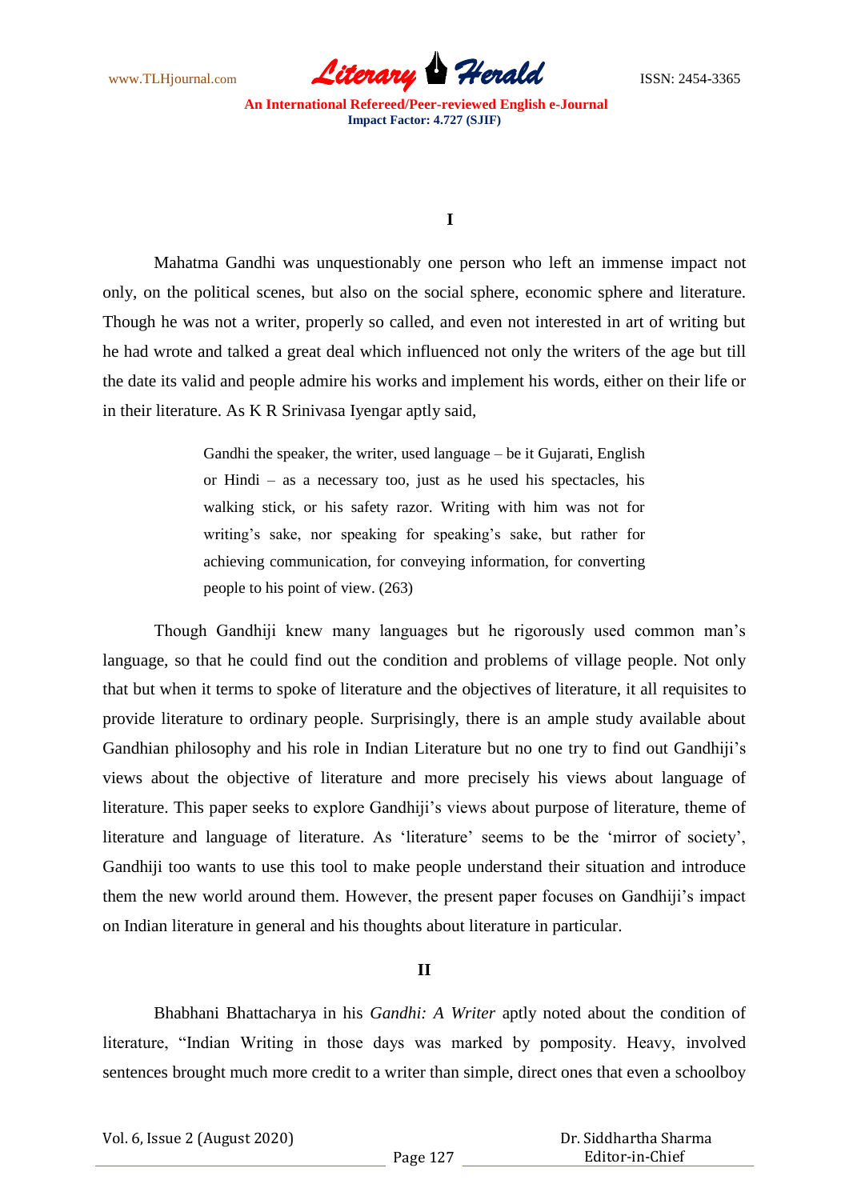**I**

Mahatma Gandhi was unquestionably one person who left an immense impact not only, on the political scenes, but also on the social sphere, economic sphere and literature. Though he was not a writer, properly so called, and even not interested in art of writing but he had wrote and talked a great deal which influenced not only the writers of the age but till the date its valid and people admire his works and implement his words, either on their life or in their literature. As K R Srinivasa Iyengar aptly said,

> Gandhi the speaker, the writer, used language – be it Gujarati, English or Hindi – as a necessary too, just as he used his spectacles, his walking stick, or his safety razor. Writing with him was not for writing's sake, nor speaking for speaking's sake, but rather for achieving communication, for conveying information, for converting people to his point of view. (263)

Though Gandhiji knew many languages but he rigorously used common man's language, so that he could find out the condition and problems of village people. Not only that but when it terms to spoke of literature and the objectives of literature, it all requisites to provide literature to ordinary people. Surprisingly, there is an ample study available about Gandhian philosophy and his role in Indian Literature but no one try to find out Gandhiji's views about the objective of literature and more precisely his views about language of literature. This paper seeks to explore Gandhiji's views about purpose of literature, theme of literature and language of literature. As 'literature' seems to be the 'mirror of society', Gandhiji too wants to use this tool to make people understand their situation and introduce them the new world around them. However, the present paper focuses on Gandhiji's impact on Indian literature in general and his thoughts about literature in particular.

**II**

Bhabhani Bhattacharya in his *Gandhi: A Writer* aptly noted about the condition of literature, "Indian Writing in those days was marked by pomposity. Heavy, involved sentences brought much more credit to a writer than simple, direct ones that even a schoolboy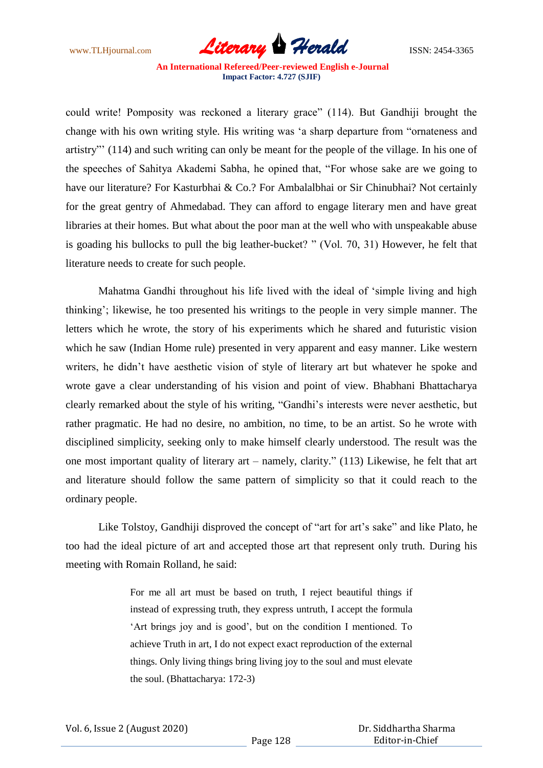could write! Pomposity was reckoned a literary grace" (114). But Gandhiji brought the change with his own writing style. His writing was 'a sharp departure from "ornateness and artistry"' (114) and such writing can only be meant for the people of the village. In his one of the speeches of Sahitya Akademi Sabha, he opined that, "For whose sake are we going to have our literature? For Kasturbhai & Co.? For Ambalalbhai or Sir Chinubhai? Not certainly for the great gentry of Ahmedabad. They can afford to engage literary men and have great libraries at their homes. But what about the poor man at the well who with unspeakable abuse is goading his bullocks to pull the big leather-bucket? " (Vol. 70, 31) However, he felt that literature needs to create for such people.

Mahatma Gandhi throughout his life lived with the ideal of 'simple living and high thinking'; likewise, he too presented his writings to the people in very simple manner. The letters which he wrote, the story of his experiments which he shared and futuristic vision which he saw (Indian Home rule) presented in very apparent and easy manner. Like western writers, he didn't have aesthetic vision of style of literary art but whatever he spoke and wrote gave a clear understanding of his vision and point of view. Bhabhani Bhattacharya clearly remarked about the style of his writing, "Gandhi's interests were never aesthetic, but rather pragmatic. He had no desire, no ambition, no time, to be an artist. So he wrote with disciplined simplicity, seeking only to make himself clearly understood. The result was the one most important quality of literary art – namely, clarity." (113) Likewise, he felt that art and literature should follow the same pattern of simplicity so that it could reach to the ordinary people.

Like Tolstoy, Gandhiji disproved the concept of "art for art's sake" and like Plato, he too had the ideal picture of art and accepted those art that represent only truth. During his meeting with Romain Rolland, he said:

> For me all art must be based on truth, I reject beautiful things if instead of expressing truth, they express untruth, I accept the formula 'Art brings joy and is good', but on the condition I mentioned. To achieve Truth in art, I do not expect exact reproduction of the external things. Only living things bring living joy to the soul and must elevate the soul. (Bhattacharya: 172-3)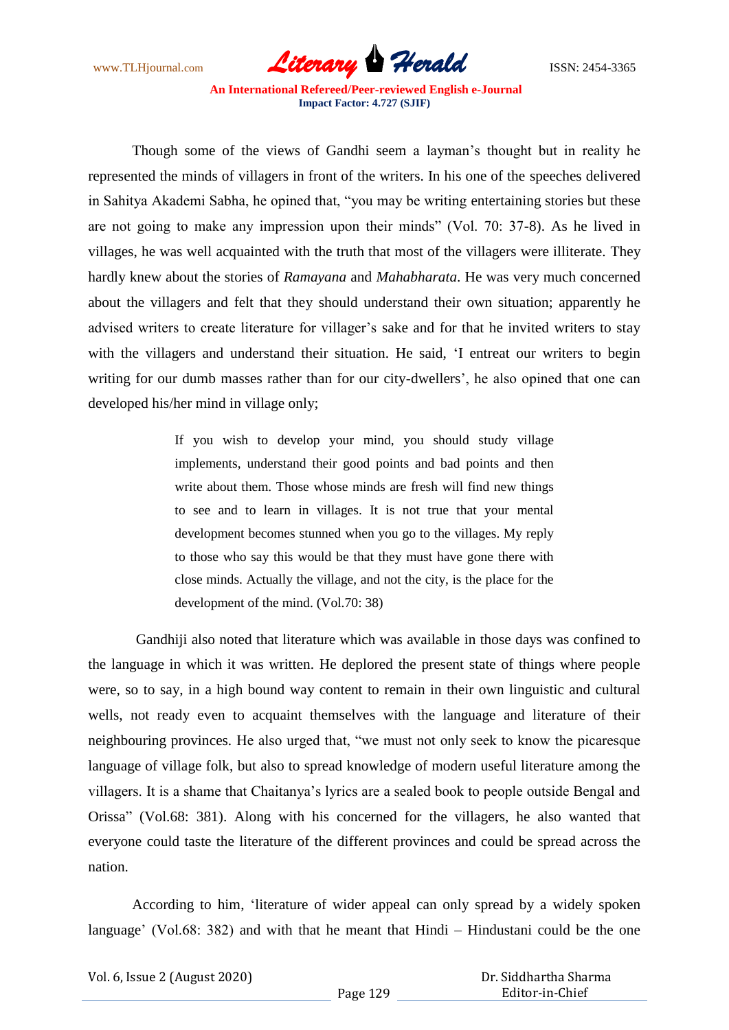Though some of the views of Gandhi seem a layman's thought but in reality he represented the minds of villagers in front of the writers. In his one of the speeches delivered in Sahitya Akademi Sabha, he opined that, "you may be writing entertaining stories but these are not going to make any impression upon their minds" (Vol. 70: 37-8). As he lived in villages, he was well acquainted with the truth that most of the villagers were illiterate. They hardly knew about the stories of *Ramayana* and *Mahabharata*. He was very much concerned about the villagers and felt that they should understand their own situation; apparently he advised writers to create literature for villager's sake and for that he invited writers to stay with the villagers and understand their situation. He said, 'I entreat our writers to begin writing for our dumb masses rather than for our city-dwellers', he also opined that one can developed his/her mind in village only;

> If you wish to develop your mind, you should study village implements, understand their good points and bad points and then write about them. Those whose minds are fresh will find new things to see and to learn in villages. It is not true that your mental development becomes stunned when you go to the villages. My reply to those who say this would be that they must have gone there with close minds. Actually the village, and not the city, is the place for the development of the mind. (Vol.70: 38)

Gandhiji also noted that literature which was available in those days was confined to the language in which it was written. He deplored the present state of things where people were, so to say, in a high bound way content to remain in their own linguistic and cultural wells, not ready even to acquaint themselves with the language and literature of their neighbouring provinces. He also urged that, "we must not only seek to know the picaresque language of village folk, but also to spread knowledge of modern useful literature among the villagers. It is a shame that Chaitanya's lyrics are a sealed book to people outside Bengal and Orissa" (Vol.68: 381). Along with his concerned for the villagers, he also wanted that everyone could taste the literature of the different provinces and could be spread across the nation.

According to him, 'literature of wider appeal can only spread by a widely spoken language' (Vol.68: 382) and with that he meant that Hindi – Hindustani could be the one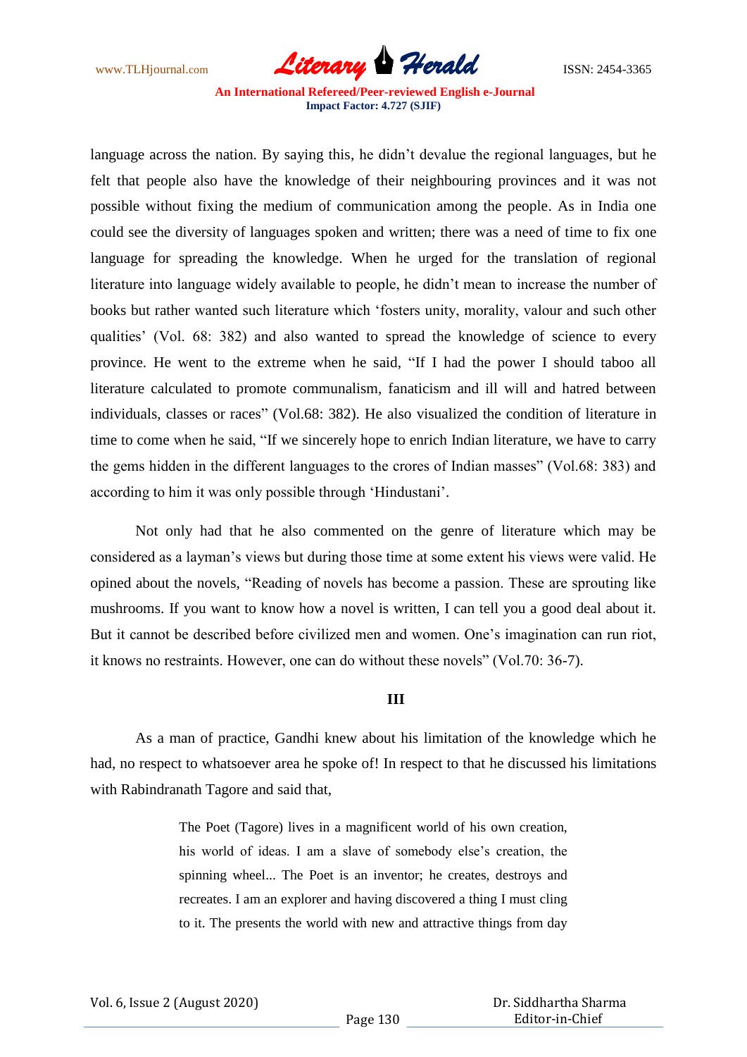language across the nation. By saying this, he didn't devalue the regional languages, but he felt that people also have the knowledge of their neighbouring provinces and it was not possible without fixing the medium of communication among the people. As in India one could see the diversity of languages spoken and written; there was a need of time to fix one language for spreading the knowledge. When he urged for the translation of regional literature into language widely available to people, he didn't mean to increase the number of books but rather wanted such literature which 'fosters unity, morality, valour and such other qualities' (Vol. 68: 382) and also wanted to spread the knowledge of science to every province. He went to the extreme when he said, "If I had the power I should taboo all literature calculated to promote communalism, fanaticism and ill will and hatred between individuals, classes or races" (Vol.68: 382). He also visualized the condition of literature in time to come when he said, "If we sincerely hope to enrich Indian literature, we have to carry the gems hidden in the different languages to the crores of Indian masses" (Vol.68: 383) and according to him it was only possible through 'Hindustani'.

Not only had that he also commented on the genre of literature which may be considered as a layman's views but during those time at some extent his views were valid. He opined about the novels, "Reading of novels has become a passion. These are sprouting like mushrooms. If you want to know how a novel is written, I can tell you a good deal about it. But it cannot be described before civilized men and women. One's imagination can run riot, it knows no restraints. However, one can do without these novels" (Vol.70: 36-7).

## III

As a man of practice, Gandhi knew about his limitation of the knowledge which he had, no respect to whatsoever area he spoke of! In respect to that he discussed his limitations with Rabindranath Tagore and said that,

> The Poet (Tagore) lives in a magnificent world of his own creation, his world of ideas. I am a slave of somebody else's creation, the spinning wheel... The Poet is an inventor; he creates, destroys and recreates. I am an explorer and having discovered a thing I must cling to it. The presents the world with new and attractive things from day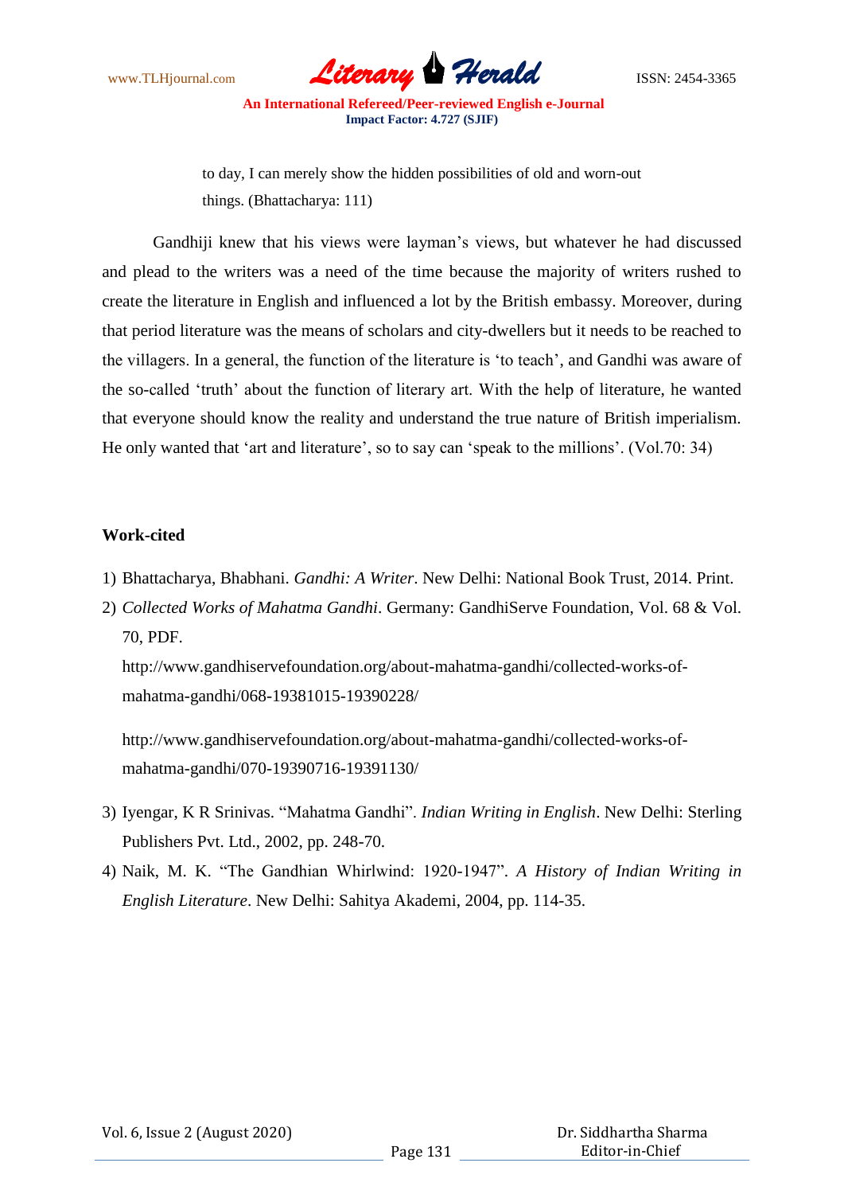to day, I can merely show the hidden possibilities of old and worn-out things. (Bhattacharya: 111)

Gandhiji knew that his views were layman's views, but whatever he had discussed and plead to the writers was a need of the time because the majority of writers rushed to create the literature in English and influenced a lot by the British embassy. Moreover, during that period literature was the means of scholars and city-dwellers but it needs to be reached to the villagers. In a general, the function of the literature is 'to teach', and Gandhi was aware of the so-called 'truth' about the function of literary art. With the help of literature, he wanted that everyone should know the reality and understand the true nature of British imperialism. He only wanted that 'art and literature', so to say can 'speak to the millions'. (Vol.70: 34)

**Work-cited**

1) Bhattacharya, Bhabhani. *Gandhi: A Writer*. New Delhi: National Book Trust, 2014. Print.
2) *Collected Works of Mahatma Gandhi*. Germany: GandhiServe Foundation, Vol. 68 & Vol. 70, PDF.

   http://www.gandhiservefoundation.org/about-mahatma-gandhi/collected-works-of-mahatma-gandhi/068-19381015-19390228/

   http://www.gandhiservefoundation.org/about-mahatma-gandhi/collected-works-of-mahatma-gandhi/070-19390716-19391130/

3) Iyengar, K R Srinivas. "Mahatma Gandhi". *Indian Writing in English*. New Delhi: Sterling Publishers Pvt. Ltd., 2002, pp. 248-70.
4) Naik, M. K. "The Gandhian Whirlwind: 1920-1947". *A History of Indian Writing in English Literature*. New Delhi: Sahitya Akademi, 2004, pp. 114-35.